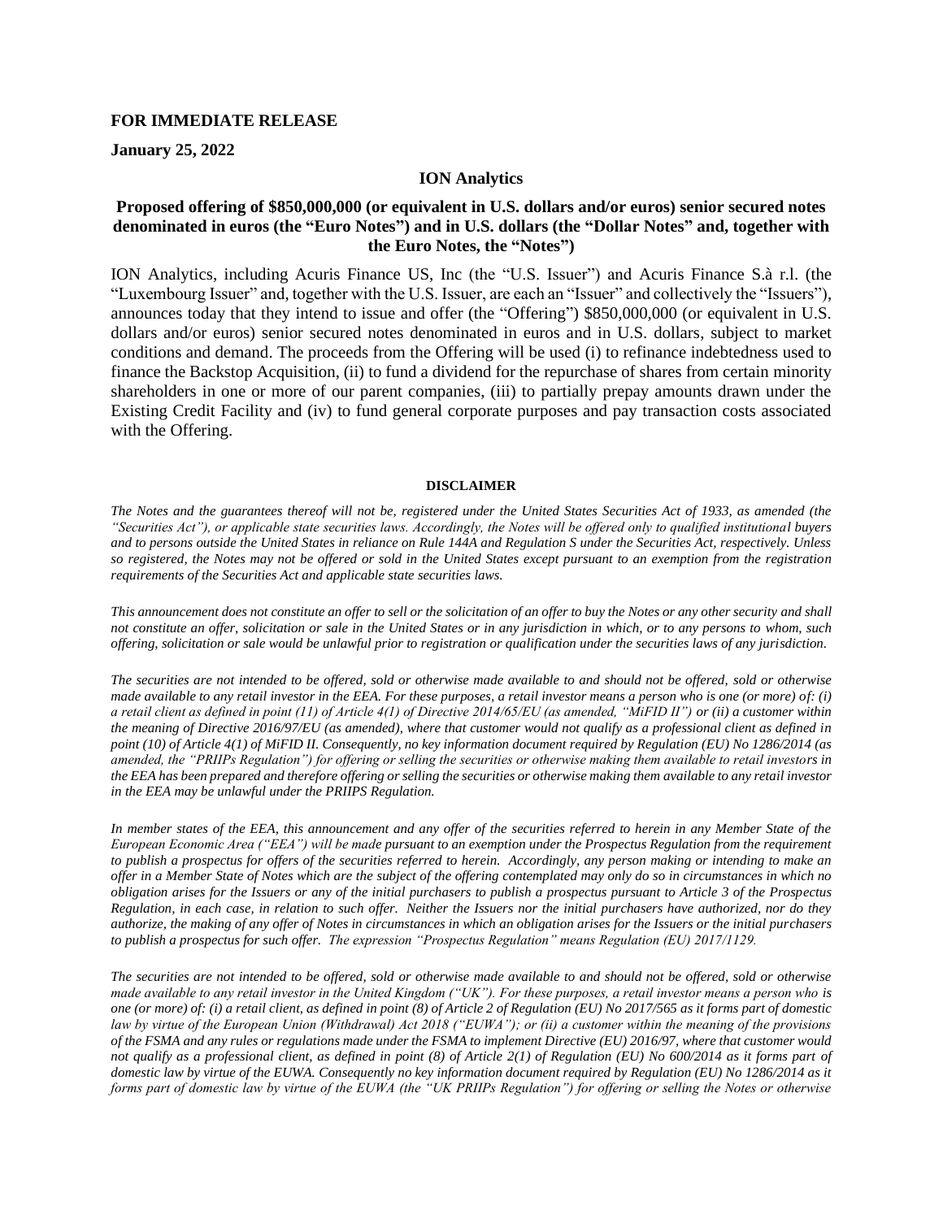**FOR IMMEDIATE RELEASE**

**January 25, 2022**

**ION Analytics**

**Proposed offering of $850,000,000 (or equivalent in U.S. dollars and/or euros) senior secured notes denominated in euros (the "Euro Notes") and in U.S. dollars (the "Dollar Notes" and, together with the Euro Notes, the "Notes")**

ION Analytics, including Acuris Finance US, Inc (the "U.S. Issuer") and Acuris Finance S.à r.l. (the "Luxembourg Issuer" and, together with the U.S. Issuer, are each an "Issuer" and collectively the "Issuers"), announces today that they intend to issue and offer (the "Offering") $850,000,000 (or equivalent in U.S. dollars and/or euros) senior secured notes denominated in euros and in U.S. dollars, subject to market conditions and demand. The proceeds from the Offering will be used (i) to refinance indebtedness used to finance the Backstop Acquisition, (ii) to fund a dividend for the repurchase of shares from certain minority shareholders in one or more of our parent companies, (iii) to partially prepay amounts drawn under the Existing Credit Facility and (iv) to fund general corporate purposes and pay transaction costs associated with the Offering.

**DISCLAIMER**

*The Notes and the guarantees thereof will not be, registered under the United States Securities Act of 1933, as amended (the "Securities Act"), or applicable state securities laws. Accordingly, the Notes will be offered only to qualified institutional buyers and to persons outside the United States in reliance on Rule 144A and Regulation S under the Securities Act, respectively. Unless so registered, the Notes may not be offered or sold in the United States except pursuant to an exemption from the registration requirements of the Securities Act and applicable state securities laws.*

*This announcement does not constitute an offer to sell or the solicitation of an offer to buy the Notes or any other security and shall not constitute an offer, solicitation or sale in the United States or in any jurisdiction in which, or to any persons to whom, such offering, solicitation or sale would be unlawful prior to registration or qualification under the securities laws of any jurisdiction.*

*The securities are not intended to be offered, sold or otherwise made available to and should not be offered, sold or otherwise made available to any retail investor in the EEA. For these purposes, a retail investor means a person who is one (or more) of: (i) a retail client as defined in point (11) of Article 4(1) of Directive 2014/65/EU (as amended, "MiFID II") or (ii) a customer within the meaning of Directive 2016/97/EU (as amended), where that customer would not qualify as a professional client as defined in point (10) of Article 4(1) of MiFID II. Consequently, no key information document required by Regulation (EU) No 1286/2014 (as amended, the "PRIIPs Regulation") for offering or selling the securities or otherwise making them available to retail investors in the EEA has been prepared and therefore offering or selling the securities or otherwise making them available to any retail investor in the EEA may be unlawful under the PRIIPS Regulation.*

*In member states of the EEA, this announcement and any offer of the securities referred to herein in any Member State of the European Economic Area ("EEA") will be made pursuant to an exemption under the Prospectus Regulation from the requirement to publish a prospectus for offers of the securities referred to herein. Accordingly, any person making or intending to make an offer in a Member State of Notes which are the subject of the offering contemplated may only do so in circumstances in which no obligation arises for the Issuers or any of the initial purchasers to publish a prospectus pursuant to Article 3 of the Prospectus Regulation, in each case, in relation to such offer. Neither the Issuers nor the initial purchasers have authorized, nor do they authorize, the making of any offer of Notes in circumstances in which an obligation arises for the Issuers or the initial purchasers to publish a prospectus for such offer. The expression "Prospectus Regulation" means Regulation (EU) 2017/1129.*

*The securities are not intended to be offered, sold or otherwise made available to and should not be offered, sold or otherwise made available to any retail investor in the United Kingdom ("UK"). For these purposes, a retail investor means a person who is one (or more) of: (i) a retail client, as defined in point (8) of Article 2 of Regulation (EU) No 2017/565 as it forms part of domestic law by virtue of the European Union (Withdrawal) Act 2018 ("EUWA"); or (ii) a customer within the meaning of the provisions of the FSMA and any rules or regulations made under the FSMA to implement Directive (EU) 2016/97, where that customer would not qualify as a professional client, as defined in point (8) of Article 2(1) of Regulation (EU) No 600/2014 as it forms part of domestic law by virtue of the EUWA. Consequently no key information document required by Regulation (EU) No 1286/2014 as it forms part of domestic law by virtue of the EUWA (the "UK PRIIPs Regulation") for offering or selling the Notes or otherwise*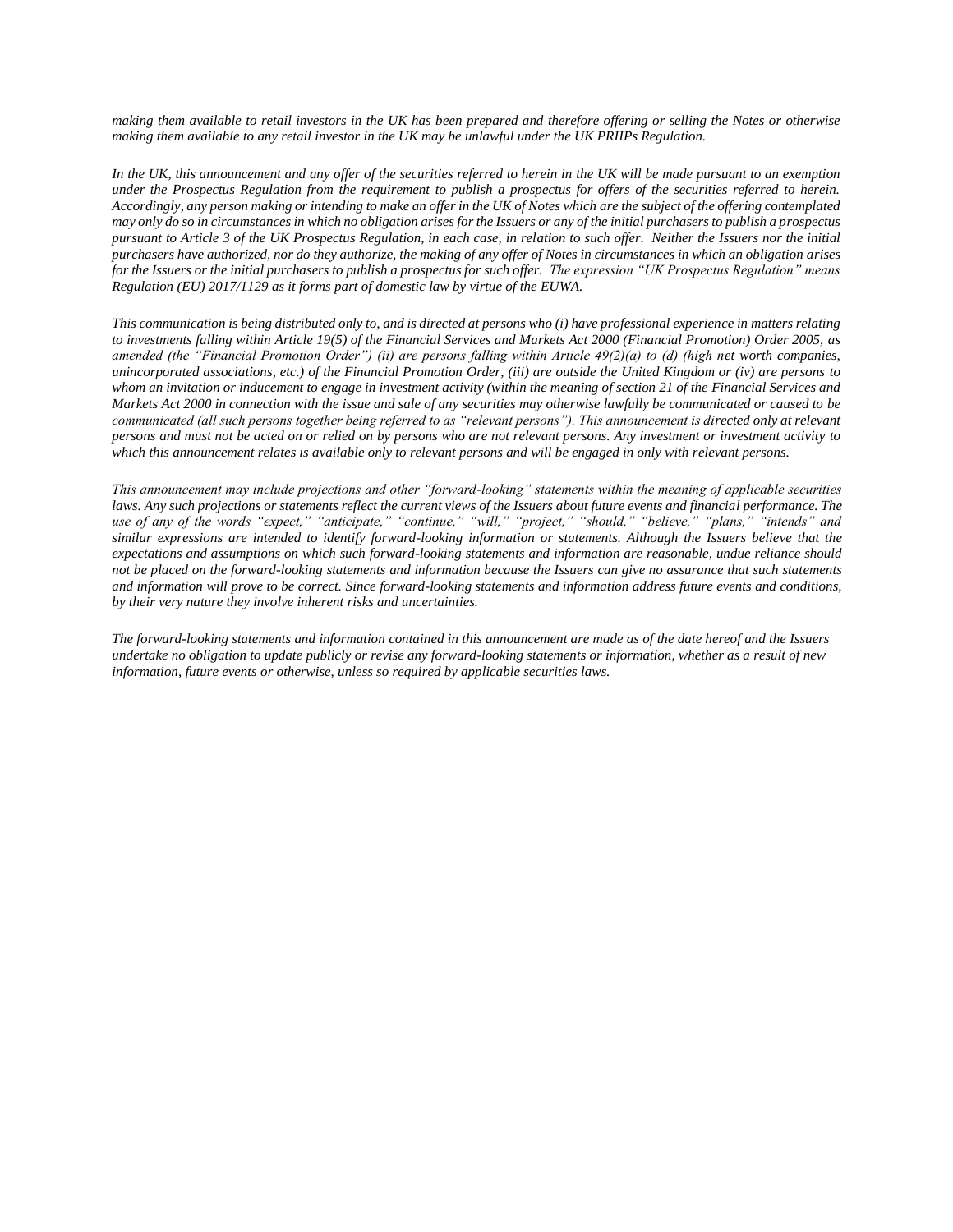*making them available to retail investors in the UK has been prepared and therefore offering or selling the Notes or otherwise making them available to any retail investor in the UK may be unlawful under the UK PRIIPs Regulation.*

*In the UK, this announcement and any offer of the securities referred to herein in the UK will be made pursuant to an exemption under the Prospectus Regulation from the requirement to publish a prospectus for offers of the securities referred to herein. Accordingly, any person making or intending to make an offer in the UK of Notes which are the subject of the offering contemplated may only do so in circumstances in which no obligation arises for the Issuers or any of the initial purchasers to publish a prospectus pursuant to Article 3 of the UK Prospectus Regulation, in each case, in relation to such offer. Neither the Issuers nor the initial purchasers have authorized, nor do they authorize, the making of any offer of Notes in circumstances in which an obligation arises for the Issuers or the initial purchasers to publish a prospectus for such offer. The expression "UK Prospectus Regulation" means Regulation (EU) 2017/1129 as it forms part of domestic law by virtue of the EUWA.*

*This communication is being distributed only to, and is directed at persons who (i) have professional experience in matters relating to investments falling within Article 19(5) of the Financial Services and Markets Act 2000 (Financial Promotion) Order 2005, as amended (the "Financial Promotion Order") (ii) are persons falling within Article 49(2)(a) to (d) (high net worth companies, unincorporated associations, etc.) of the Financial Promotion Order, (iii) are outside the United Kingdom or (iv) are persons to whom an invitation or inducement to engage in investment activity (within the meaning of section 21 of the Financial Services and Markets Act 2000 in connection with the issue and sale of any securities may otherwise lawfully be communicated or caused to be communicated (all such persons together being referred to as "relevant persons"). This announcement is directed only at relevant persons and must not be acted on or relied on by persons who are not relevant persons. Any investment or investment activity to which this announcement relates is available only to relevant persons and will be engaged in only with relevant persons.*

*This announcement may include projections and other "forward-looking" statements within the meaning of applicable securities laws. Any such projections or statements reflect the current views of the Issuers about future events and financial performance. The use of any of the words "expect," "anticipate," "continue," "will," "project," "should," "believe," "plans," "intends" and similar expressions are intended to identify forward-looking information or statements. Although the Issuers believe that the expectations and assumptions on which such forward-looking statements and information are reasonable, undue reliance should not be placed on the forward-looking statements and information because the Issuers can give no assurance that such statements and information will prove to be correct. Since forward-looking statements and information address future events and conditions, by their very nature they involve inherent risks and uncertainties.*

*The forward-looking statements and information contained in this announcement are made as of the date hereof and the Issuers undertake no obligation to update publicly or revise any forward-looking statements or information, whether as a result of new information, future events or otherwise, unless so required by applicable securities laws.*